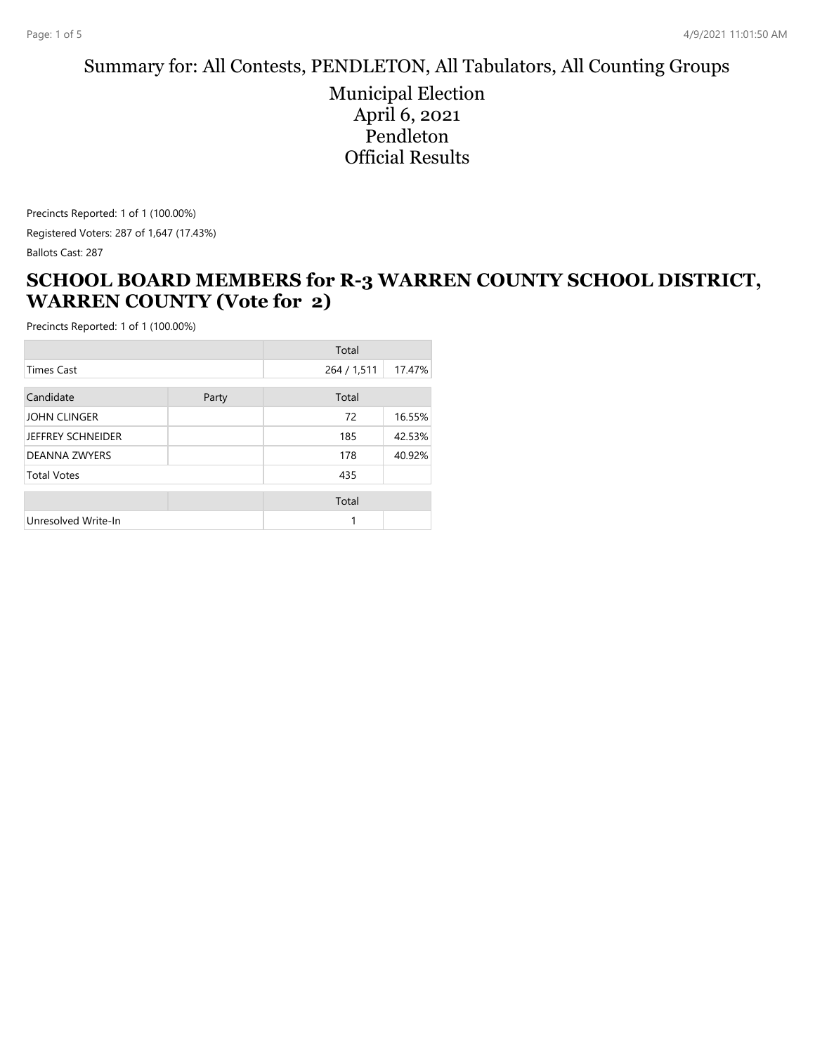Summary for: All Contests, PENDLETON, All Tabulators, All Counting Groups

Municipal Election
April 6, 2021
Pendleton
Official Results

Precincts Reported: 1 of 1 (100.00%)

Registered Voters: 287 of 1,647 (17.43%)

Ballots Cast: 287

## SCHOOL BOARD MEMBERS for R-3 WARREN COUNTY SCHOOL DISTRICT, WARREN COUNTY (Vote for 2)

Precincts Reported: 1 of 1 (100.00%)

| | | Total | |
|---|---|---|---|
| Times Cast | | 264 / 1,511 | 17.47% |

| Candidate | Party | Total | |
|---|---|---|---|
| JOHN CLINGER | | 72 | 16.55% |
| JEFFREY SCHNEIDER | | 185 | 42.53% |
| DEANNA ZWYERS | | 178 | 40.92% |
| Total Votes | | 435 | |

| | | Total | |
|---|---|---|---|
| Unresolved Write-In | | 1 | |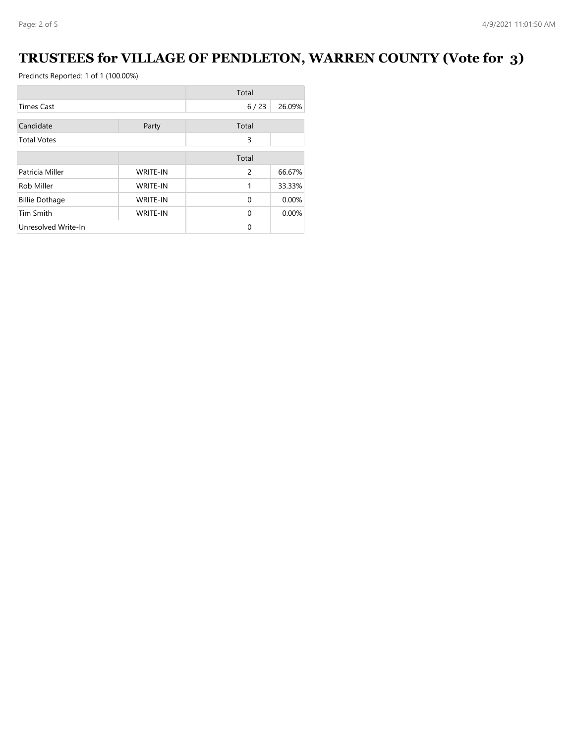# TRUSTEES for VILLAGE OF PENDLETON, WARREN COUNTY (Vote for 3)

Precincts Reported: 1 of 1 (100.00%)

| | | Total | |
|---|---|---|---|
| Times Cast | | 6 / 23 | 26.09% |

| Candidate | Party | Total | |
|---|---|---|---|
| Total Votes | | 3 | |

| | | Total | |
|---|---|---|---|
| Patricia Miller | WRITE-IN | 2 | 66.67% |
| Rob Miller | WRITE-IN | 1 | 33.33% |
| Billie Dothage | WRITE-IN | 0 | 0.00% |
| Tim Smith | WRITE-IN | 0 | 0.00% |
| Unresolved Write-In | | 0 | |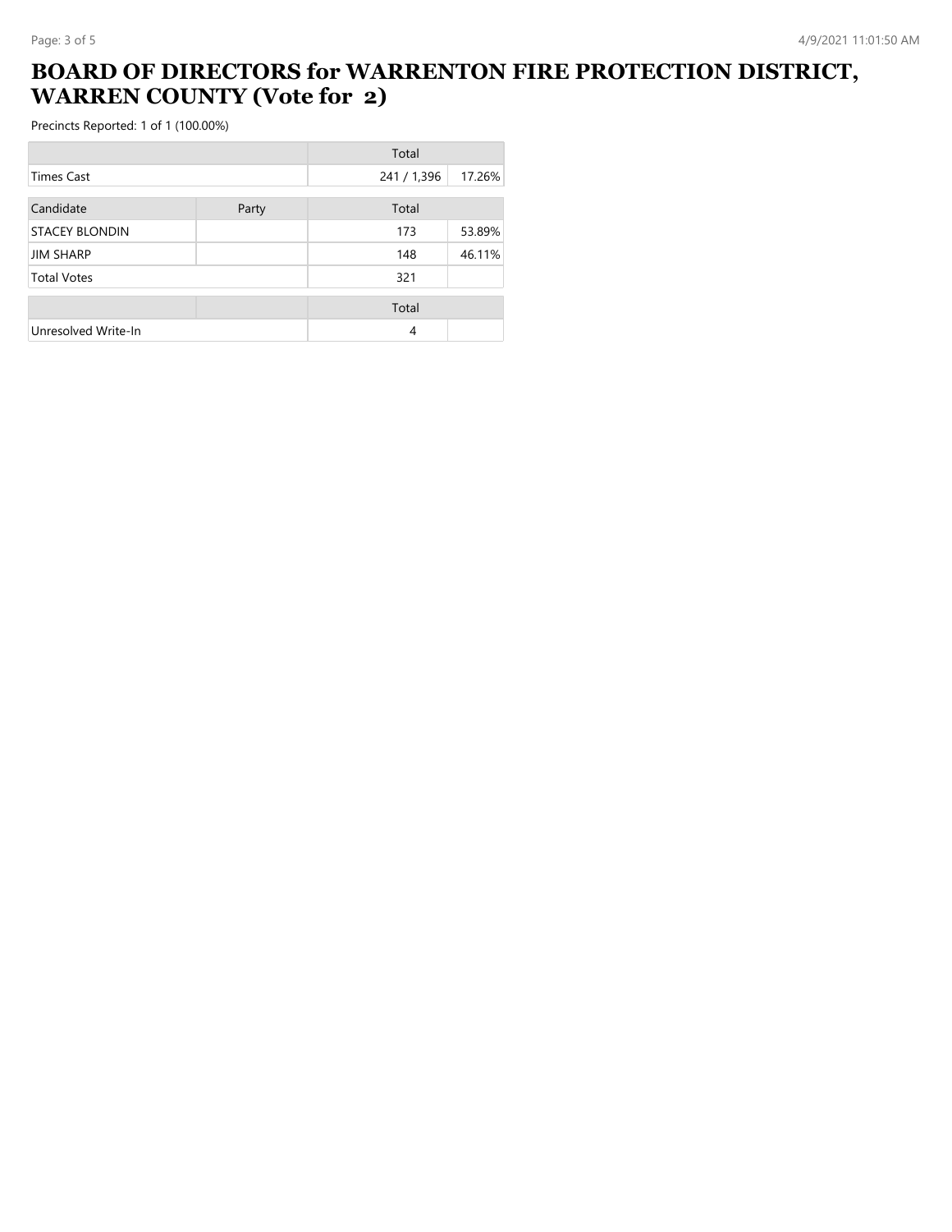# BOARD OF DIRECTORS for WARRENTON FIRE PROTECTION DISTRICT, WARREN COUNTY (Vote for 2)

Precincts Reported: 1 of 1 (100.00%)

| | | Total | |
|---|---|---|---|
| Times Cast | | 241 / 1,396 | 17.26% |

| Candidate | Party | Total | |
|---|---|---|---|
| STACEY BLONDIN | | 173 | 53.89% |
| JIM SHARP | | 148 | 46.11% |
| Total Votes | | 321 | |

| | | Total | |
|---|---|---|---|
| Unresolved Write-In | | 4 | |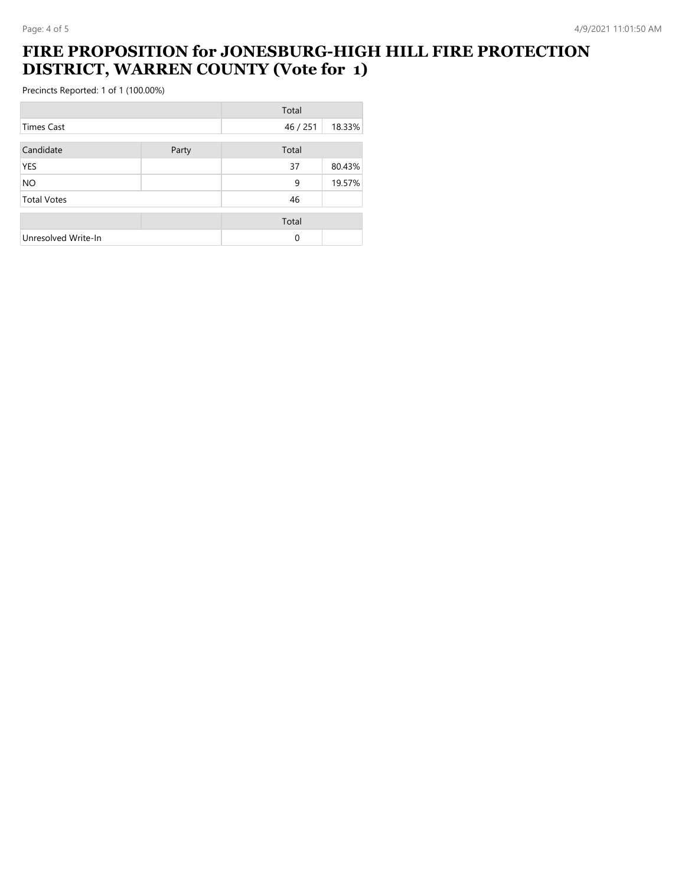# FIRE PROPOSITION for JONESBURG-HIGH HILL FIRE PROTECTION DISTRICT, WARREN COUNTY (Vote for 1)

Precincts Reported: 1 of 1 (100.00%)

| | | Total | |
|---|---|---|---|
| Times Cast | | 46 / 251 | 18.33% |

| Candidate | Party | Total | |
|---|---|---|---|
| YES | | 37 | 80.43% |
| NO | | 9 | 19.57% |
| Total Votes | | 46 | |

| | | Total | |
|---|---|---|---|
| Unresolved Write-In | | 0 | |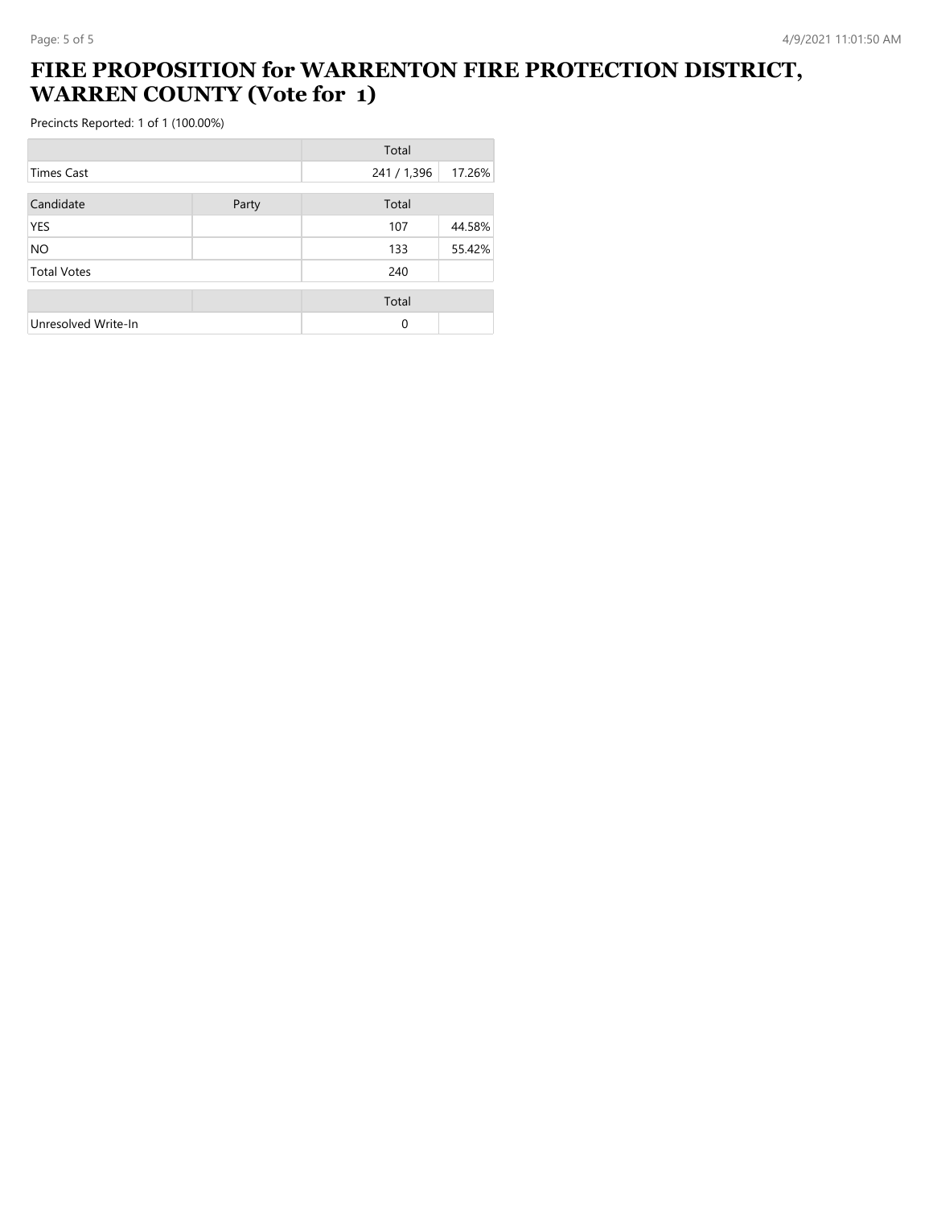# FIRE PROPOSITION for WARRENTON FIRE PROTECTION DISTRICT, WARREN COUNTY (Vote for 1)

Precincts Reported: 1 of 1 (100.00%)

| | | Total | |
|---|---|---|---|
| Times Cast | | 241 / 1,396 | 17.26% |

| Candidate | Party | Total | |
|---|---|---|---|
| YES | | 107 | 44.58% |
| NO | | 133 | 55.42% |
| Total Votes | | 240 | |

| | | Total | |
|---|---|---|---|
| Unresolved Write-In | | 0 | |